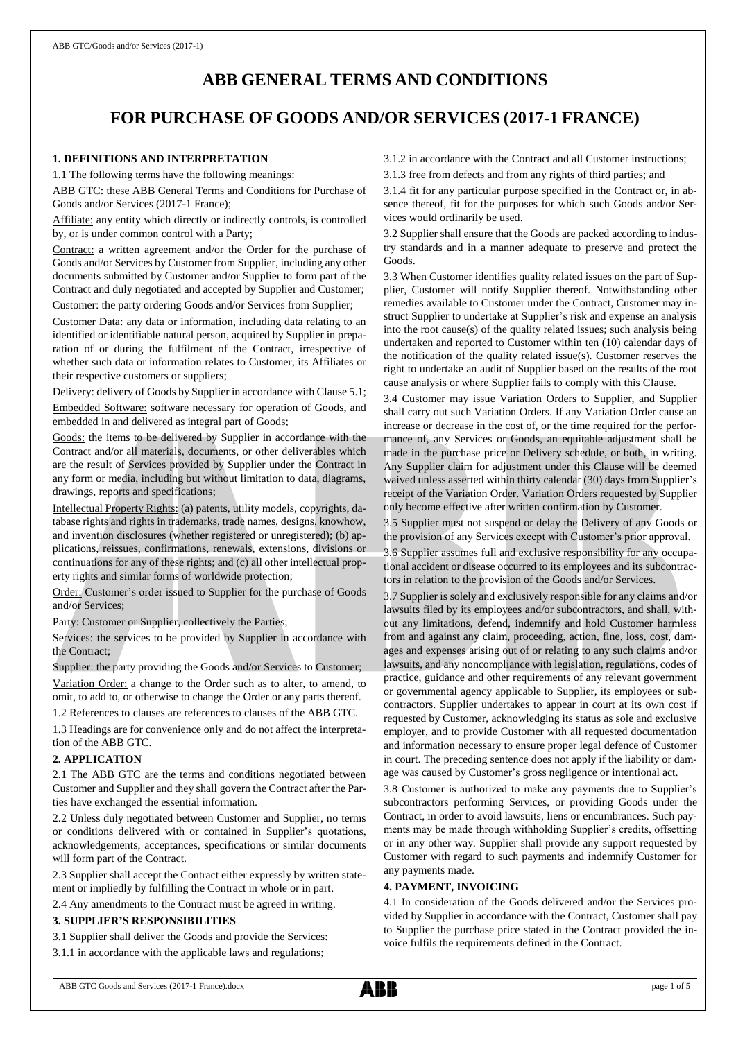# ABB GENERAL TERMS AND CONDITIONS

# FOR PURCHASE OF GOODS AND/OR SERVICES (2017-1 FRANCE)

## 1. DEFINITIONS AND INTERPRETATION

1.1 The following terms have the following meanings:

ABB GTC: these ABB General Terms and Conditions for Purchase of Goods and/or Services (2017-1 France);

Affiliate: any entity which directly or indirectly controls, is controlled by, or is under common control with a Party;

Contract: a written agreement and/or the Order for the purchase of Goods and/or Services by Customer from Supplier, including any other documents submitted by Customer and/or Supplier to form part of the Contract and duly negotiated and accepted by Supplier and Customer;

Customer: the party ordering Goods and/or Services from Supplier;

Customer Data: any data or information, including data relating to an identified or identifiable natural person, acquired by Supplier in preparation of or during the fulfilment of the Contract, irrespective of whether such data or information relates to Customer, its Affiliates or their respective customers or suppliers;

Delivery: delivery of Goods by Supplier in accordance with Clause 5.1;

Embedded Software: software necessary for operation of Goods, and embedded in and delivered as integral part of Goods;

Goods: the items to be delivered by Supplier in accordance with the Contract and/or all materials, documents, or other deliverables which are the result of Services provided by Supplier under the Contract in any form or media, including but without limitation to data, diagrams, drawings, reports and specifications;

Intellectual Property Rights: (a) patents, utility models, copyrights, database rights and rights in trademarks, trade names, designs, knowhow, and invention disclosures (whether registered or unregistered); (b) applications, reissues, confirmations, renewals, extensions, divisions or continuations for any of these rights; and (c) all other intellectual property rights and similar forms of worldwide protection;

Order: Customer's order issued to Supplier for the purchase of Goods and/or Services;

Party: Customer or Supplier, collectively the Parties;

Services: the services to be provided by Supplier in accordance with the Contract;

Supplier: the party providing the Goods and/or Services to Customer;

Variation Order: a change to the Order such as to alter, to amend, to omit, to add to, or otherwise to change the Order or any parts thereof.

1.2 References to clauses are references to clauses of the ABB GTC.

1.3 Headings are for convenience only and do not affect the interpretation of the ABB GTC.

## 2. APPLICATION

2.1 The ABB GTC are the terms and conditions negotiated between Customer and Supplier and they shall govern the Contract after the Parties have exchanged the essential information.

2.2 Unless duly negotiated between Customer and Supplier, no terms or conditions delivered with or contained in Supplier's quotations, acknowledgements, acceptances, specifications or similar documents will form part of the Contract.

2.3 Supplier shall accept the Contract either expressly by written statement or impliedly by fulfilling the Contract in whole or in part.

2.4 Any amendments to the Contract must be agreed in writing.

## 3. SUPPLIER'S RESPONSIBILITIES

3.1 Supplier shall deliver the Goods and provide the Services:

3.1.1 in accordance with the applicable laws and regulations;

3.1.2 in accordance with the Contract and all Customer instructions;

3.1.3 free from defects and from any rights of third parties; and

3.1.4 fit for any particular purpose specified in the Contract or, in absence thereof, fit for the purposes for which such Goods and/or Services would ordinarily be used.

3.2 Supplier shall ensure that the Goods are packed according to industry standards and in a manner adequate to preserve and protect the Goods.

3.3 When Customer identifies quality related issues on the part of Supplier, Customer will notify Supplier thereof. Notwithstanding other remedies available to Customer under the Contract, Customer may instruct Supplier to undertake at Supplier's risk and expense an analysis into the root cause(s) of the quality related issues; such analysis being undertaken and reported to Customer within ten (10) calendar days of the notification of the quality related issue(s). Customer reserves the right to undertake an audit of Supplier based on the results of the root cause analysis or where Supplier fails to comply with this Clause.

3.4 Customer may issue Variation Orders to Supplier, and Supplier shall carry out such Variation Orders. If any Variation Order cause an increase or decrease in the cost of, or the time required for the performance of, any Services or Goods, an equitable adjustment shall be made in the purchase price or Delivery schedule, or both, in writing. Any Supplier claim for adjustment under this Clause will be deemed waived unless asserted within thirty calendar (30) days from Supplier's receipt of the Variation Order. Variation Orders requested by Supplier only become effective after written confirmation by Customer.

3.5 Supplier must not suspend or delay the Delivery of any Goods or the provision of any Services except with Customer's prior approval.

3.6 Supplier assumes full and exclusive responsibility for any occupational accident or disease occurred to its employees and its subcontractors in relation to the provision of the Goods and/or Services.

3.7 Supplier is solely and exclusively responsible for any claims and/or lawsuits filed by its employees and/or subcontractors, and shall, without any limitations, defend, indemnify and hold Customer harmless from and against any claim, proceeding, action, fine, loss, cost, damages and expenses arising out of or relating to any such claims and/or lawsuits, and any noncompliance with legislation, regulations, codes of practice, guidance and other requirements of any relevant government or governmental agency applicable to Supplier, its employees or subcontractors. Supplier undertakes to appear in court at its own cost if requested by Customer, acknowledging its status as sole and exclusive employer, and to provide Customer with all requested documentation and information necessary to ensure proper legal defence of Customer in court. The preceding sentence does not apply if the liability or damage was caused by Customer's gross negligence or intentional act.

3.8 Customer is authorized to make any payments due to Supplier's subcontractors performing Services, or providing Goods under the Contract, in order to avoid lawsuits, liens or encumbrances. Such payments may be made through withholding Supplier's credits, offsetting or in any other way. Supplier shall provide any support requested by Customer with regard to such payments and indemnify Customer for any payments made.

## 4. PAYMENT, INVOICING

4.1 In consideration of the Goods delivered and/or the Services provided by Supplier in accordance with the Contract, Customer shall pay to Supplier the purchase price stated in the Contract provided the invoice fulfils the requirements defined in the Contract.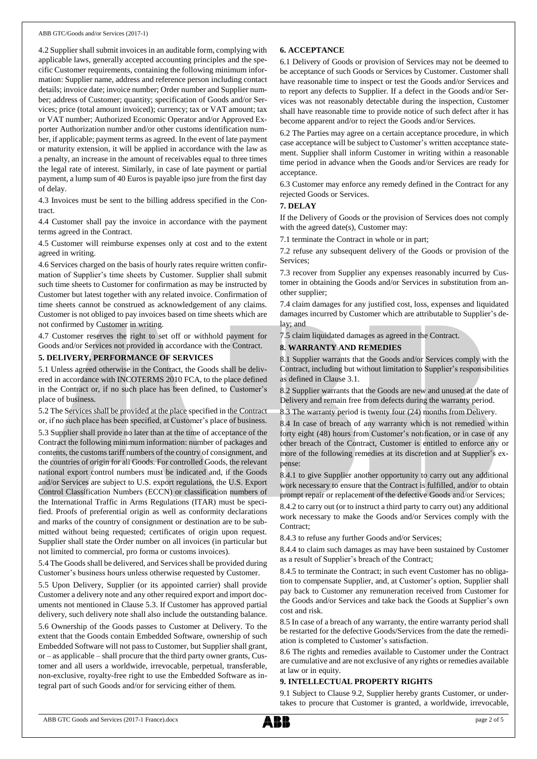4.2 Supplier shall submit invoices in an auditable form, complying with applicable laws, generally accepted accounting principles and the specific Customer requirements, containing the following minimum information: Supplier name, address and reference person including contact details; invoice date; invoice number; Order number and Supplier number; address of Customer; quantity; specification of Goods and/or Services; price (total amount invoiced); currency; tax or VAT amount; tax or VAT number; Authorized Economic Operator and/or Approved Exporter Authorization number and/or other customs identification number, if applicable; payment terms as agreed. In the event of late payment or maturity extension, it will be applied in accordance with the law as a penalty, an increase in the amount of receivables equal to three times the legal rate of interest. Similarly, in case of late payment or partial payment, a lump sum of 40 Euros is payable ipso jure from the first day of delay.

4.3 Invoices must be sent to the billing address specified in the Contract.

4.4 Customer shall pay the invoice in accordance with the payment terms agreed in the Contract.

4.5 Customer will reimburse expenses only at cost and to the extent agreed in writing.

4.6 Services charged on the basis of hourly rates require written confirmation of Supplier's time sheets by Customer. Supplier shall submit such time sheets to Customer for confirmation as may be instructed by Customer but latest together with any related invoice. Confirmation of time sheets cannot be construed as acknowledgement of any claims. Customer is not obliged to pay invoices based on time sheets which are not confirmed by Customer in writing.

4.7 Customer reserves the right to set off or withhold payment for Goods and/or Services not provided in accordance with the Contract.

**5. DELIVERY, PERFORMANCE OF SERVICES**

5.1 Unless agreed otherwise in the Contract, the Goods shall be delivered in accordance with INCOTERMS 2010 FCA, to the place defined in the Contract or, if no such place has been defined, to Customer's place of business.

5.2 The Services shall be provided at the place specified in the Contract or, if no such place has been specified, at Customer's place of business.

5.3 Supplier shall provide no later than at the time of acceptance of the Contract the following minimum information: number of packages and contents, the customs tariff numbers of the country of consignment, and the countries of origin for all Goods. For controlled Goods, the relevant national export control numbers must be indicated and, if the Goods and/or Services are subject to U.S. export regulations, the U.S. Export Control Classification Numbers (ECCN) or classification numbers of the International Traffic in Arms Regulations (ITAR) must be specified. Proofs of preferential origin as well as conformity declarations and marks of the country of consignment or destination are to be submitted without being requested; certificates of origin upon request. Supplier shall state the Order number on all invoices (in particular but not limited to commercial, pro forma or customs invoices).

5.4 The Goods shall be delivered, and Services shall be provided during Customer's business hours unless otherwise requested by Customer.

5.5 Upon Delivery, Supplier (or its appointed carrier) shall provide Customer a delivery note and any other required export and import documents not mentioned in Clause 5.3. If Customer has approved partial delivery, such delivery note shall also include the outstanding balance.

5.6 Ownership of the Goods passes to Customer at Delivery. To the extent that the Goods contain Embedded Software, ownership of such Embedded Software will not pass to Customer, but Supplier shall grant, or – as applicable – shall procure that the third party owner grants, Customer and all users a worldwide, irrevocable, perpetual, transferable, non-exclusive, royalty-free right to use the Embedded Software as integral part of such Goods and/or for servicing either of them.

**6. ACCEPTANCE**

6.1 Delivery of Goods or provision of Services may not be deemed to be acceptance of such Goods or Services by Customer. Customer shall have reasonable time to inspect or test the Goods and/or Services and to report any defects to Supplier. If a defect in the Goods and/or Services was not reasonably detectable during the inspection, Customer shall have reasonable time to provide notice of such defect after it has become apparent and/or to reject the Goods and/or Services.

6.2 The Parties may agree on a certain acceptance procedure, in which case acceptance will be subject to Customer's written acceptance statement. Supplier shall inform Customer in writing within a reasonable time period in advance when the Goods and/or Services are ready for acceptance.

6.3 Customer may enforce any remedy defined in the Contract for any rejected Goods or Services.

**7. DELAY**

If the Delivery of Goods or the provision of Services does not comply with the agreed date(s), Customer may:

7.1 terminate the Contract in whole or in part;

7.2 refuse any subsequent delivery of the Goods or provision of the Services;

7.3 recover from Supplier any expenses reasonably incurred by Customer in obtaining the Goods and/or Services in substitution from another supplier;

7.4 claim damages for any justified cost, loss, expenses and liquidated damages incurred by Customer which are attributable to Supplier's delay; and

7.5 claim liquidated damages as agreed in the Contract.

**8. WARRANTY AND REMEDIES**

8.1 Supplier warrants that the Goods and/or Services comply with the Contract, including but without limitation to Supplier's responsibilities as defined in Clause 3.1.

8.2 Supplier warrants that the Goods are new and unused at the date of Delivery and remain free from defects during the warranty period.

8.3 The warranty period is twenty four (24) months from Delivery.

8.4 In case of breach of any warranty which is not remedied within forty eight (48) hours from Customer's notification, or in case of any other breach of the Contract, Customer is entitled to enforce any or more of the following remedies at its discretion and at Supplier's expense:

8.4.1 to give Supplier another opportunity to carry out any additional work necessary to ensure that the Contract is fulfilled, and/or to obtain prompt repair or replacement of the defective Goods and/or Services;

8.4.2 to carry out (or to instruct a third party to carry out) any additional work necessary to make the Goods and/or Services comply with the Contract;

8.4.3 to refuse any further Goods and/or Services;

8.4.4 to claim such damages as may have been sustained by Customer as a result of Supplier's breach of the Contract;

8.4.5 to terminate the Contract; in such event Customer has no obligation to compensate Supplier, and, at Customer's option, Supplier shall pay back to Customer any remuneration received from Customer for the Goods and/or Services and take back the Goods at Supplier's own cost and risk.

8.5 In case of a breach of any warranty, the entire warranty period shall be restarted for the defective Goods/Services from the date the remediation is completed to Customer's satisfaction.

8.6 The rights and remedies available to Customer under the Contract are cumulative and are not exclusive of any rights or remedies available at law or in equity.

**9. INTELLECTUAL PROPERTY RIGHTS**

9.1 Subject to Clause 9.2, Supplier hereby grants Customer, or undertakes to procure that Customer is granted, a worldwide, irrevocable,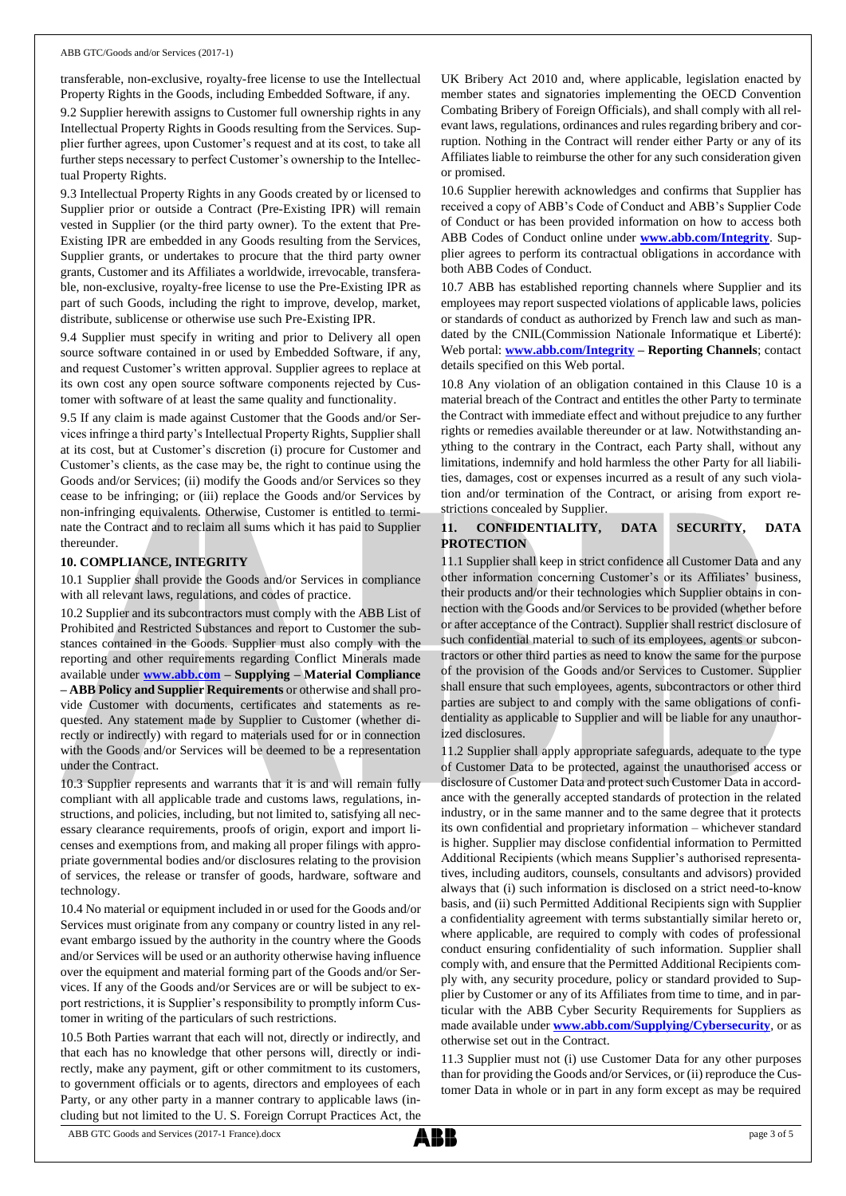transferable, non-exclusive, royalty-free license to use the Intellectual Property Rights in the Goods, including Embedded Software, if any.

9.2 Supplier herewith assigns to Customer full ownership rights in any Intellectual Property Rights in Goods resulting from the Services. Supplier further agrees, upon Customer's request and at its cost, to take all further steps necessary to perfect Customer's ownership to the Intellectual Property Rights.

9.3 Intellectual Property Rights in any Goods created by or licensed to Supplier prior or outside a Contract (Pre-Existing IPR) will remain vested in Supplier (or the third party owner). To the extent that Pre-Existing IPR are embedded in any Goods resulting from the Services, Supplier grants, or undertakes to procure that the third party owner grants, Customer and its Affiliates a worldwide, irrevocable, transferable, non-exclusive, royalty-free license to use the Pre-Existing IPR as part of such Goods, including the right to improve, develop, market, distribute, sublicense or otherwise use such Pre-Existing IPR.

9.4 Supplier must specify in writing and prior to Delivery all open source software contained in or used by Embedded Software, if any, and request Customer's written approval. Supplier agrees to replace at its own cost any open source software components rejected by Customer with software of at least the same quality and functionality.

9.5 If any claim is made against Customer that the Goods and/or Services infringe a third party's Intellectual Property Rights, Supplier shall at its cost, but at Customer's discretion (i) procure for Customer and Customer's clients, as the case may be, the right to continue using the Goods and/or Services; (ii) modify the Goods and/or Services so they cease to be infringing; or (iii) replace the Goods and/or Services by non-infringing equivalents. Otherwise, Customer is entitled to terminate the Contract and to reclaim all sums which it has paid to Supplier thereunder.

## 10. COMPLIANCE, INTEGRITY

10.1 Supplier shall provide the Goods and/or Services in compliance with all relevant laws, regulations, and codes of practice.

10.2 Supplier and its subcontractors must comply with the ABB List of Prohibited and Restricted Substances and report to Customer the substances contained in the Goods. Supplier must also comply with the reporting and other requirements regarding Conflict Minerals made available under **www.abb.com – Supplying – Material Compliance – ABB Policy and Supplier Requirements** or otherwise and shall provide Customer with documents, certificates and statements as requested. Any statement made by Supplier to Customer (whether directly or indirectly) with regard to materials used for or in connection with the Goods and/or Services will be deemed to be a representation under the Contract.

10.3 Supplier represents and warrants that it is and will remain fully compliant with all applicable trade and customs laws, regulations, instructions, and policies, including, but not limited to, satisfying all necessary clearance requirements, proofs of origin, export and import licenses and exemptions from, and making all proper filings with appropriate governmental bodies and/or disclosures relating to the provision of services, the release or transfer of goods, hardware, software and technology.

10.4 No material or equipment included in or used for the Goods and/or Services must originate from any company or country listed in any relevant embargo issued by the authority in the country where the Goods and/or Services will be used or an authority otherwise having influence over the equipment and material forming part of the Goods and/or Services. If any of the Goods and/or Services are or will be subject to export restrictions, it is Supplier's responsibility to promptly inform Customer in writing of the particulars of such restrictions.

10.5 Both Parties warrant that each will not, directly or indirectly, and that each has no knowledge that other persons will, directly or indirectly, make any payment, gift or other commitment to its customers, to government officials or to agents, directors and employees of each Party, or any other party in a manner contrary to applicable laws (including but not limited to the U. S. Foreign Corrupt Practices Act, the UK Bribery Act 2010 and, where applicable, legislation enacted by member states and signatories implementing the OECD Convention Combating Bribery of Foreign Officials), and shall comply with all relevant laws, regulations, ordinances and rules regarding bribery and corruption. Nothing in the Contract will render either Party or any of its Affiliates liable to reimburse the other for any such consideration given or promised.

10.6 Supplier herewith acknowledges and confirms that Supplier has received a copy of ABB's Code of Conduct and ABB's Supplier Code of Conduct or has been provided information on how to access both ABB Codes of Conduct online under **www.abb.com/Integrity**. Supplier agrees to perform its contractual obligations in accordance with both ABB Codes of Conduct.

10.7 ABB has established reporting channels where Supplier and its employees may report suspected violations of applicable laws, policies or standards of conduct as authorized by French law and such as mandated by the CNIL(Commission Nationale Informatique et Liberté): Web portal: **www.abb.com/Integrity – Reporting Channels**; contact details specified on this Web portal.

10.8 Any violation of an obligation contained in this Clause 10 is a material breach of the Contract and entitles the other Party to terminate the Contract with immediate effect and without prejudice to any further rights or remedies available thereunder or at law. Notwithstanding anything to the contrary in the Contract, each Party shall, without any limitations, indemnify and hold harmless the other Party for all liabilities, damages, cost or expenses incurred as a result of any such violation and/or termination of the Contract, or arising from export restrictions concealed by Supplier.

## 11. CONFIDENTIALITY, DATA SECURITY, DATA PROTECTION

11.1 Supplier shall keep in strict confidence all Customer Data and any other information concerning Customer's or its Affiliates' business, their products and/or their technologies which Supplier obtains in connection with the Goods and/or Services to be provided (whether before or after acceptance of the Contract). Supplier shall restrict disclosure of such confidential material to such of its employees, agents or subcontractors or other third parties as need to know the same for the purpose of the provision of the Goods and/or Services to Customer. Supplier shall ensure that such employees, agents, subcontractors or other third parties are subject to and comply with the same obligations of confidentiality as applicable to Supplier and will be liable for any unauthorized disclosures.

11.2 Supplier shall apply appropriate safeguards, adequate to the type of Customer Data to be protected, against the unauthorised access or disclosure of Customer Data and protect such Customer Data in accordance with the generally accepted standards of protection in the related industry, or in the same manner and to the same degree that it protects its own confidential and proprietary information – whichever standard is higher. Supplier may disclose confidential information to Permitted Additional Recipients (which means Supplier's authorised representatives, including auditors, counsels, consultants and advisors) provided always that (i) such information is disclosed on a strict need-to-know basis, and (ii) such Permitted Additional Recipients sign with Supplier a confidentiality agreement with terms substantially similar hereto or, where applicable, are required to comply with codes of professional conduct ensuring confidentiality of such information. Supplier shall comply with, and ensure that the Permitted Additional Recipients comply with, any security procedure, policy or standard provided to Supplier by Customer or any of its Affiliates from time to time, and in particular with the ABB Cyber Security Requirements for Suppliers as made available under **www.abb.com/Supplying/Cybersecurity**, or as otherwise set out in the Contract.

11.3 Supplier must not (i) use Customer Data for any other purposes than for providing the Goods and/or Services, or (ii) reproduce the Customer Data in whole or in part in any form except as may be required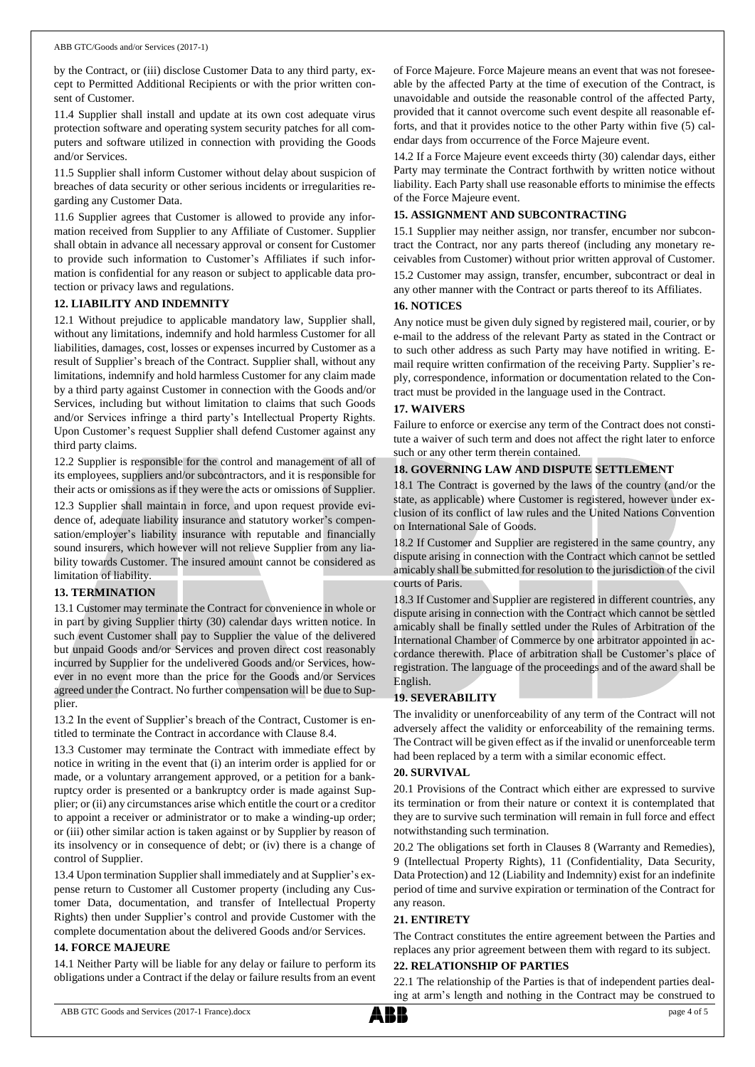by the Contract, or (iii) disclose Customer Data to any third party, except to Permitted Additional Recipients or with the prior written consent of Customer.

11.4 Supplier shall install and update at its own cost adequate virus protection software and operating system security patches for all computers and software utilized in connection with providing the Goods and/or Services.

11.5 Supplier shall inform Customer without delay about suspicion of breaches of data security or other serious incidents or irregularities regarding any Customer Data.

11.6 Supplier agrees that Customer is allowed to provide any information received from Supplier to any Affiliate of Customer. Supplier shall obtain in advance all necessary approval or consent for Customer to provide such information to Customer's Affiliates if such information is confidential for any reason or subject to applicable data protection or privacy laws and regulations.

## 12. LIABILITY AND INDEMNITY

12.1 Without prejudice to applicable mandatory law, Supplier shall, without any limitations, indemnify and hold harmless Customer for all liabilities, damages, cost, losses or expenses incurred by Customer as a result of Supplier's breach of the Contract. Supplier shall, without any limitations, indemnify and hold harmless Customer for any claim made by a third party against Customer in connection with the Goods and/or Services, including but without limitation to claims that such Goods and/or Services infringe a third party's Intellectual Property Rights. Upon Customer's request Supplier shall defend Customer against any third party claims.

12.2 Supplier is responsible for the control and management of all of its employees, suppliers and/or subcontractors, and it is responsible for their acts or omissions as if they were the acts or omissions of Supplier.

12.3 Supplier shall maintain in force, and upon request provide evidence of, adequate liability insurance and statutory worker's compensation/employer's liability insurance with reputable and financially sound insurers, which however will not relieve Supplier from any liability towards Customer. The insured amount cannot be considered as limitation of liability.

## 13. TERMINATION

13.1 Customer may terminate the Contract for convenience in whole or in part by giving Supplier thirty (30) calendar days written notice. In such event Customer shall pay to Supplier the value of the delivered but unpaid Goods and/or Services and proven direct cost reasonably incurred by Supplier for the undelivered Goods and/or Services, however in no event more than the price for the Goods and/or Services agreed under the Contract. No further compensation will be due to Supplier.

13.2 In the event of Supplier's breach of the Contract, Customer is entitled to terminate the Contract in accordance with Clause 8.4.

13.3 Customer may terminate the Contract with immediate effect by notice in writing in the event that (i) an interim order is applied for or made, or a voluntary arrangement approved, or a petition for a bankruptcy order is presented or a bankruptcy order is made against Supplier; or (ii) any circumstances arise which entitle the court or a creditor to appoint a receiver or administrator or to make a winding-up order; or (iii) other similar action is taken against or by Supplier by reason of its insolvency or in consequence of debt; or (iv) there is a change of control of Supplier.

13.4 Upon termination Supplier shall immediately and at Supplier's expense return to Customer all Customer property (including any Customer Data, documentation, and transfer of Intellectual Property Rights) then under Supplier's control and provide Customer with the complete documentation about the delivered Goods and/or Services.

## 14. FORCE MAJEURE

14.1 Neither Party will be liable for any delay or failure to perform its obligations under a Contract if the delay or failure results from an event of Force Majeure. Force Majeure means an event that was not foreseeable by the affected Party at the time of execution of the Contract, is unavoidable and outside the reasonable control of the affected Party, provided that it cannot overcome such event despite all reasonable efforts, and that it provides notice to the other Party within five (5) calendar days from occurrence of the Force Majeure event.

14.2 If a Force Majeure event exceeds thirty (30) calendar days, either Party may terminate the Contract forthwith by written notice without liability. Each Party shall use reasonable efforts to minimise the effects of the Force Majeure event.

## 15. ASSIGNMENT AND SUBCONTRACTING

15.1 Supplier may neither assign, nor transfer, encumber nor subcontract the Contract, nor any parts thereof (including any monetary receivables from Customer) without prior written approval of Customer.

15.2 Customer may assign, transfer, encumber, subcontract or deal in any other manner with the Contract or parts thereof to its Affiliates.

## 16. NOTICES

Any notice must be given duly signed by registered mail, courier, or by e-mail to the address of the relevant Party as stated in the Contract or to such other address as such Party may have notified in writing. E-mail require written confirmation of the receiving Party. Supplier's reply, correspondence, information or documentation related to the Contract must be provided in the language used in the Contract.

## 17. WAIVERS

Failure to enforce or exercise any term of the Contract does not constitute a waiver of such term and does not affect the right later to enforce such or any other term therein contained.

## 18. GOVERNING LAW AND DISPUTE SETTLEMENT

18.1 The Contract is governed by the laws of the country (and/or the state, as applicable) where Customer is registered, however under exclusion of its conflict of law rules and the United Nations Convention on International Sale of Goods.

18.2 If Customer and Supplier are registered in the same country, any dispute arising in connection with the Contract which cannot be settled amicably shall be submitted for resolution to the jurisdiction of the civil courts of Paris.

18.3 If Customer and Supplier are registered in different countries, any dispute arising in connection with the Contract which cannot be settled amicably shall be finally settled under the Rules of Arbitration of the International Chamber of Commerce by one arbitrator appointed in accordance therewith. Place of arbitration shall be Customer's place of registration. The language of the proceedings and of the award shall be English.

## 19. SEVERABILITY

The invalidity or unenforceability of any term of the Contract will not adversely affect the validity or enforceability of the remaining terms. The Contract will be given effect as if the invalid or unenforceable term had been replaced by a term with a similar economic effect.

## 20. SURVIVAL

20.1 Provisions of the Contract which either are expressed to survive its termination or from their nature or context it is contemplated that they are to survive such termination will remain in full force and effect notwithstanding such termination.

20.2 The obligations set forth in Clauses 8 (Warranty and Remedies), 9 (Intellectual Property Rights), 11 (Confidentiality, Data Security, Data Protection) and 12 (Liability and Indemnity) exist for an indefinite period of time and survive expiration or termination of the Contract for any reason.

## 21. ENTIRETY

The Contract constitutes the entire agreement between the Parties and replaces any prior agreement between them with regard to its subject.

## 22. RELATIONSHIP OF PARTIES

22.1 The relationship of the Parties is that of independent parties dealing at arm's length and nothing in the Contract may be construed to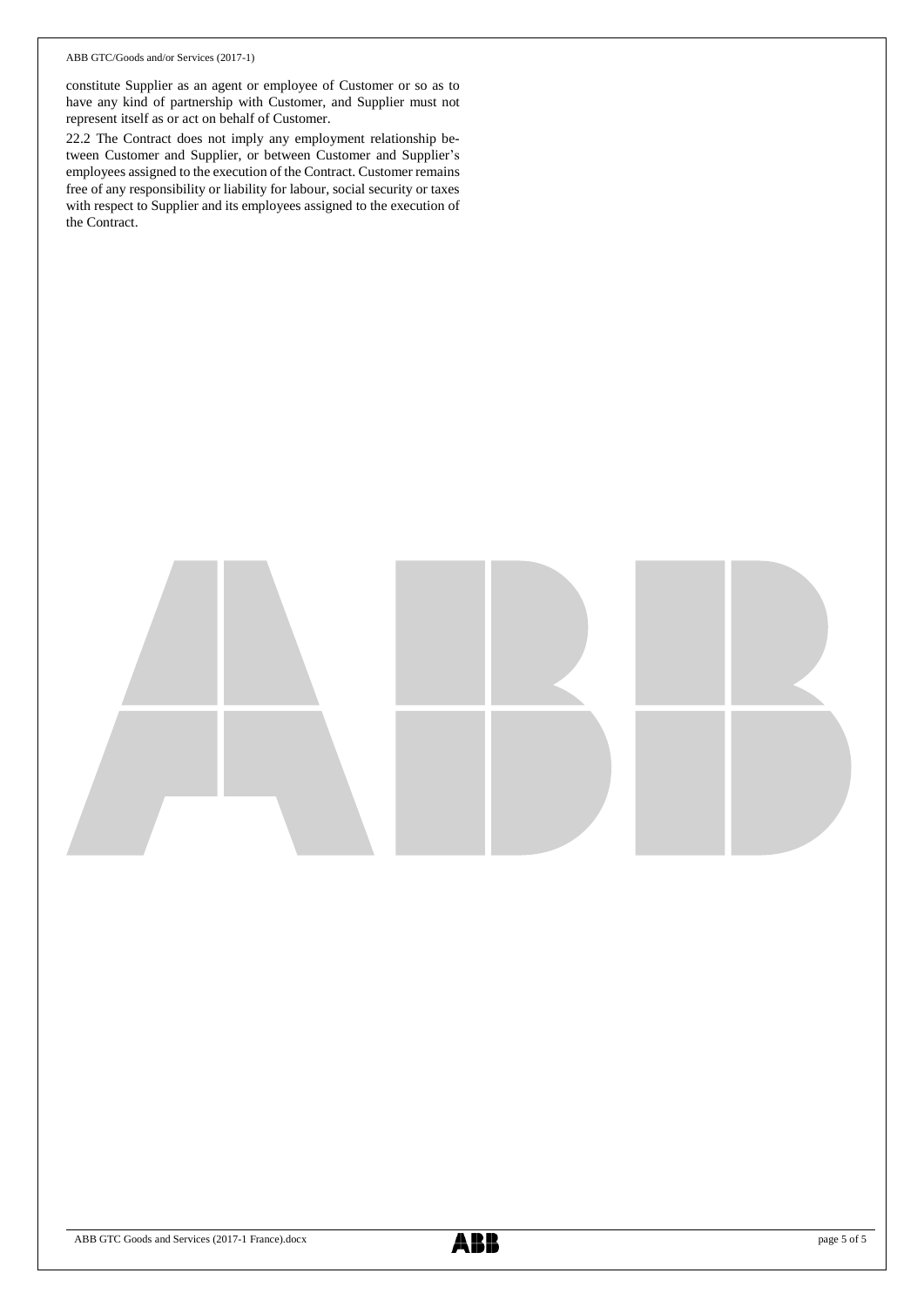constitute Supplier as an agent or employee of Customer or so as to have any kind of partnership with Customer, and Supplier must not represent itself as or act on behalf of Customer.

22.2 The Contract does not imply any employment relationship between Customer and Supplier, or between Customer and Supplier's employees assigned to the execution of the Contract. Customer remains free of any responsibility or liability for labour, social security or taxes with respect to Supplier and its employees assigned to the execution of the Contract.